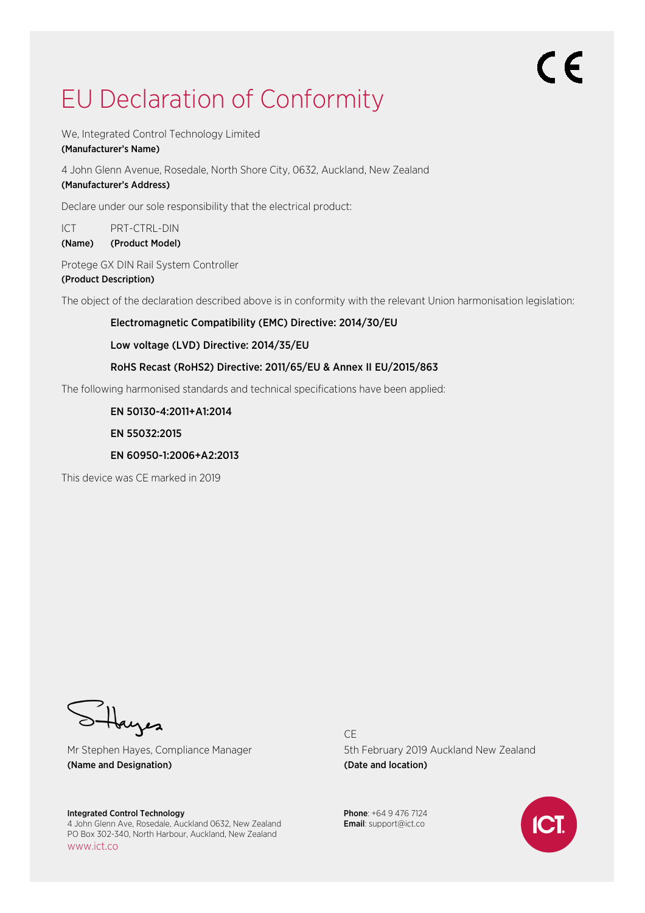CE

# EU Declaration of Conformity

We, Integrated Control Technology Limited
**(Manufacturer's Name)**

4 John Glenn Avenue, Rosedale, North Shore City, 0632, Auckland, New Zealand
**(Manufacturer's Address)**

Declare under our sole responsibility that the electrical product:

ICT PRT-CTRL-DIN
**(Name) (Product Model)**

Protege GX DIN Rail System Controller
**(Product Description)**

The object of the declaration described above is in conformity with the relevant Union harmonisation legislation:

**Electromagnetic Compatibility (EMC) Directive: 2014/30/EU**

**Low voltage (LVD) Directive: 2014/35/EU**

**RoHS Recast (RoHS2) Directive: 2011/65/EU & Annex II EU/2015/863**

The following harmonised standards and technical specifications have been applied:

**EN 50130-4:2011+A1:2014**

**EN 55032:2015**

**EN 60950-1:2006+A2:2013**

This device was CE marked in 2019

Mr Stephen Hayes, Compliance Manager
**(Name and Designation)**

CE
5th February 2019 Auckland New Zealand
**(Date and location)**

**Integrated Control Technology**
4 John Glenn Ave, Rosedale, Auckland 0632, New Zealand
PO Box 302-340, North Harbour, Auckland, New Zealand
www.ict.co

**Phone**: +64 9 476 7124
**Email**: support@ict.co

ICT.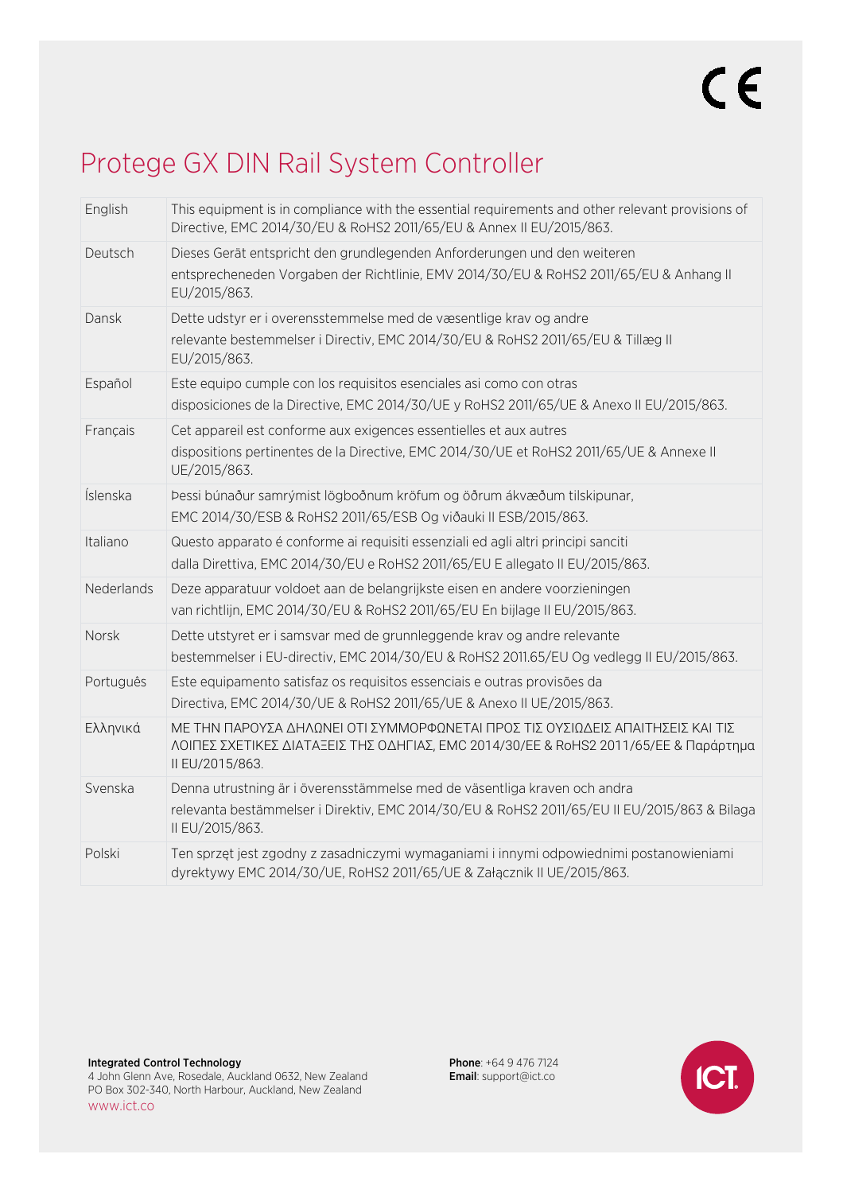CE

# Protege GX DIN Rail System Controller

| | |
|---|---|
| English | This equipment is in compliance with the essential requirements and other relevant provisions of Directive, EMC 2014/30/EU & RoHS2 2011/65/EU & Annex II EU/2015/863. |
| Deutsch | Dieses Gerät entspricht den grundlegenden Anforderungen und den weiteren entsprecheneden Vorgaben der Richtlinie, EMV 2014/30/EU & RoHS2 2011/65/EU & Anhang II EU/2015/863. |
| Dansk | Dette udstyr er i overensstemmelse med de væsentlige krav og andre relevante bestemmelser i Directiv, EMC 2014/30/EU & RoHS2 2011/65/EU & Tillæg II EU/2015/863. |
| Español | Este equipo cumple con los requisitos esenciales asi como con otras disposiciones de la Directive, EMC 2014/30/UE y RoHS2 2011/65/UE & Anexo II EU/2015/863. |
| Français | Cet appareil est conforme aux exigences essentielles et aux autres dispositions pertinentes de la Directive, EMC 2014/30/UE et RoHS2 2011/65/UE & Annexe II UE/2015/863. |
| Íslenska | Þessi búnaður samrýmist lögboðnum kröfum og öðrum ákvæðum tilskipunar, EMC 2014/30/ESB & RoHS2 2011/65/ESB Og viðauki II ESB/2015/863. |
| Italiano | Questo apparato é conforme ai requisiti essenziali ed agli altri principi sanciti dalla Direttiva, EMC 2014/30/EU e RoHS2 2011/65/EU E allegato II EU/2015/863. |
| Nederlands | Deze apparatuur voldoet aan de belangrijkste eisen en andere voorzieningen van richtlijn, EMC 2014/30/EU & RoHS2 2011/65/EU En bijlage II EU/2015/863. |
| Norsk | Dette utstyret er i samsvar med de grunnleggende krav og andre relevante bestemmelser i EU-directiv, EMC 2014/30/EU & RoHS2 2011.65/EU Og vedlegg II EU/2015/863. |
| Português | Este equipamento satisfaz os requisitos essenciais e outras provisões da Directiva, EMC 2014/30/UE & RoHS2 2011/65/UE & Anexo II UE/2015/863. |
| Ελληνικά | ΜΕ ΤΗΝ ΠΑΡΟΥΣΑ ΔΗΛΩΝΕΙ ΟΤΙ ΣΥΜΜΟΡΦΩΝΕΤΑΙ ΠΡΟΣ ΤΙΣ ΟΥΣΙΩΔΕΙΣ ΑΠΑΙΤΗΣΕΙΣ ΚΑΙ ΤΙΣ ΛΟΙΠΕΣ ΣΧΕΤΙΚΕΣ ΔΙΑΤΑΞΕΙΣ ΤΗΣ ΟΔΗΓΙΑΣ, EMC 2014/30/EE & RoHS2 2011/65/EE & Παράρτημα II EU/2015/863. |
| Svenska | Denna utrustning är i överensstämmelse med de väsentliga kraven och andra relevanta bestämmelser i Direktiv, EMC 2014/30/EU & RoHS2 2011/65/EU II EU/2015/863 & Bilaga II EU/2015/863. |
| Polski | Ten sprzęt jest zgodny z zasadniczymi wymaganiami i innymi odpowiednimi postanowieniami dyrektywy EMC 2014/30/UE, RoHS2 2011/65/UE & Załącznik II UE/2015/863. |

**Integrated Control Technology**
4 John Glenn Ave, Rosedale, Auckland 0632, New Zealand
PO Box 302-340, North Harbour, Auckland, New Zealand
www.ict.co

**Phone**: +64 9 476 7124
**Email**: support@ict.co

ICT.